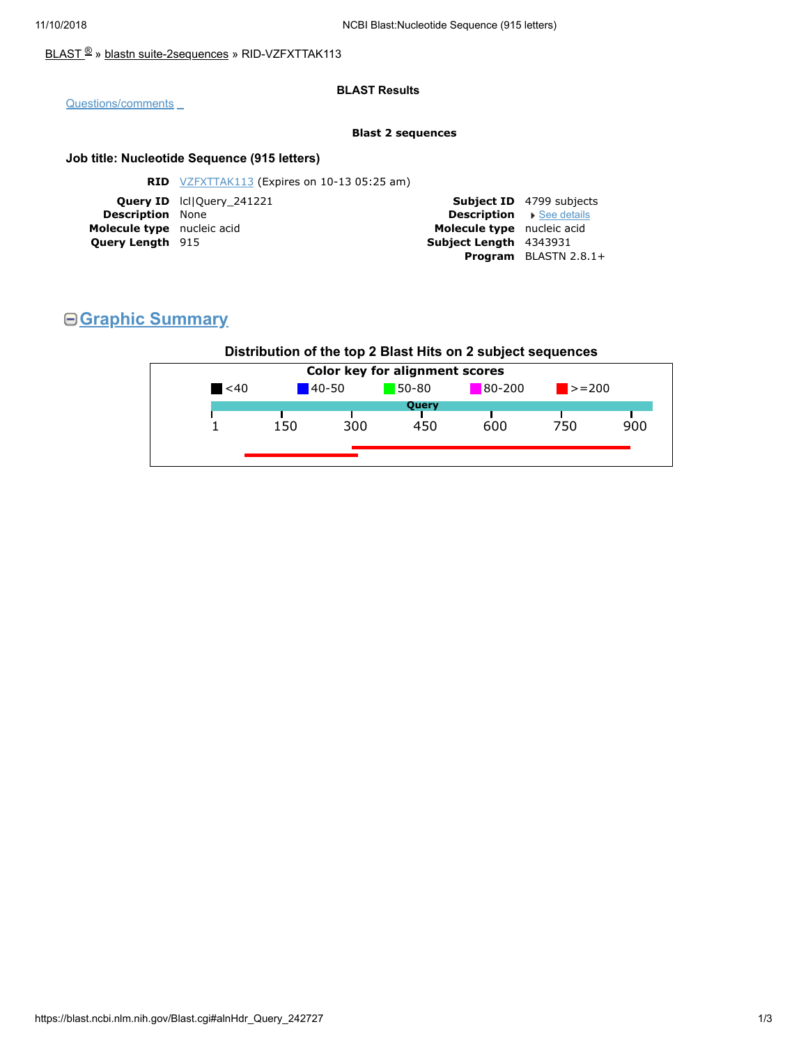BLAST ® » blastn suite-2sequences » RID-VZFXTTAK113

**BLAST Results**

Questions/comments

**Blast 2 sequences**

### Job title: Nucleotide Sequence (915 letters)

| | |
|---|---|
| **RID** | VZFXTTAK113 (Expires on 10-13 05:25 am) |
| **Query ID** | lcl\|Query_241221 |
| **Description** | None |
| **Molecule type** | nucleic acid |
| **Query Length** | 915 |
| **Subject ID** | 4799 subjects |
| **Description** | See details |
| **Molecule type** | nucleic acid |
| **Subject Length** | 4343931 |
| **Program** | BLASTN 2.8.1+ |

## Graphic Summary

**Distribution of the top 2 Blast Hits on 2 subject sequences**

**Color key for alignment scores**

<40 | 40-50 | 50-80 | 80-200 | >=200

Query

1 | 150 | 300 | 450 | 600 | 750 | 900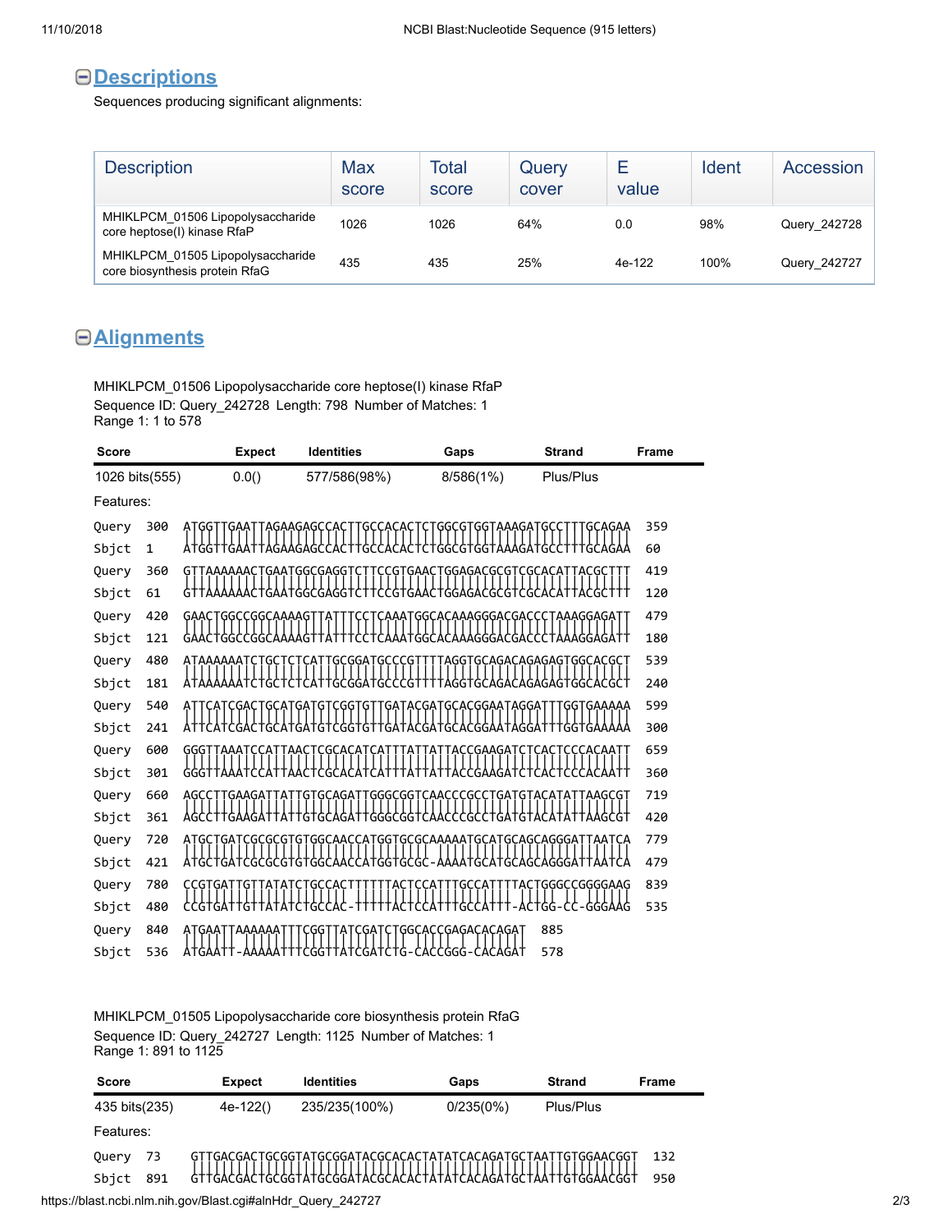## Descriptions

Sequences producing significant alignments:

| Description | Max score | Total score | Query cover | E value | Ident | Accession |
|---|---|---|---|---|---|---|
| MHIKLPCM_01506 Lipopolysaccharide core heptose(I) kinase RfaP | 1026 | 1026 | 64% | 0.0 | 98% | Query_242728 |
| MHIKLPCM_01505 Lipopolysaccharide core biosynthesis protein RfaG | 435 | 435 | 25% | 4e-122 | 100% | Query_242727 |

## Alignments

MHIKLPCM_01506 Lipopolysaccharide core heptose(I) kinase RfaP
Sequence ID: Query_242728 Length: 798 Number of Matches: 1
Range 1: 1 to 578

| Score | Expect | Identities | Gaps | Strand | Frame |
|---|---|---|---|---|---|
| 1026 bits(555) | 0.0() | 577/586(98%) | 8/586(1%) | Plus/Plus | |

Features:

```
Query  300  ATGGTTGAATTAGAAGAGCCACTTGCCACACTCTGGCGTGGTAAAGATGCCTTTGCAGAA  359
            ||||||||||||||||||||||||||||||||||||||||||||||||||||||||||||
Sbjct  1    ATGGTTGAATTAGAAGAGCCACTTGCCACACTCTGGCGTGGTAAAGATGCCTTTGCAGAA  60

Query  360  GTTAAAAAACTGAATGGCGAGGTCTTCCGTGAACTGGAGACGCGTCGCACATTACGCTTT  419
            ||||||||||||||||||||||||||||||||||||||||||||||||||||||||||||
Sbjct  61   GTTAAAAAACTGAATGGCGAGGTCTTCCGTGAACTGGAGACGCGTCGCACATTACGCTTT  120

Query  420  GAACTGGCCGGCAAAAGTTATTTCCTCAAATGGCACAAAGGGACGACCCTAAAGGAGATT  479
            ||||||||||||||||||||||||||||||||||||||||||||||||||||||||||||
Sbjct  121  GAACTGGCCGGCAAAAGTTATTTCCTCAAATGGCACAAAGGGACGACCCTAAAGGAGATT  180

Query  480  ATAAAAAATCTGCTCTCATTGCGGATGCCCGTTTTAGGTGCAGACAGAGAGTGGCACGCT  539
            ||||||||||||||||||||||||||||||||||||||||||||||||||||||||||||
Sbjct  181  ATAAAAAATCTGCTCTCATTGCGGATGCCCGTTTTAGGTGCAGACAGAGAGTGGCACGCT  240

Query  540  ATTCATCGACTGCATGATGTCGGTGTTGATACGATGCACGGAATAGGATTTGGTGAAAAA  599
            ||||||||||||||||||||||||||||||||||||||||||||||||||||||||||||
Sbjct  241  ATTCATCGACTGCATGATGTCGGTGTTGATACGATGCACGGAATAGGATTTGGTGAAAAA  300

Query  600  GGGTTAAATCCATTAACTCGCACATCATTTATTATTACCGAAGATCTCACTCCCACAATT  659
            ||||||||||||||||||||||||||||||||||||||||||||||||||||||||||||
Sbjct  301  GGGTTAAATCCATTAACTCGCACATCATTTATTATTACCGAAGATCTCACTCCCACAATT  360

Query  660  AGCCTTGAAGATTATTGTGCAGATTGGGCGGTCAACCCGCCTGATGTACATATTAAGCGT  719
            ||||||||||||||||||||||||||||||||||||||||||||||||||||||||||||
Sbjct  361  AGCCTTGAAGATTATTGTGCAGATTGGGCGGTCAACCCGCCTGATGTACATATTAAGCGT  420

Query  720  ATGCTGATCGCGCGTGTGGCAACCATGGTGCGCAAAAATGCATGCAGCAGGGATTAATCA  779
            |||||||||||||||||||||||||||||||||| |||||||||||||||||||||||||
Sbjct  421  ATGCTGATCGCGCGTGTGGCAACCATGGTGCGC-AAAATGCATGCAGCAGGGATTAATCA  479

Query  780  CCGTGATTGTTATATCTGCCACTTTTTTACTCCATTTGCCATTTTACTGGGCCGGGGAAG  839
            |||||||||||||||||||||| |||||||||||||||||||||| ||||| || |||||
Sbjct  480  CCGTGATTGTTATATCTGCCAC-TTTTTACTCCATTTGCCATTTT-ACTGG-CC-GGGAAG  535

Query  840  ATGAATTAAAAAATTTCGGTTATCGATCTGGCACCGAGACACAGAT  885
            |||||| ||||||||||||||||||||||| |||||  ||||||||
Sbjct  536  ATGAATT-AAAAATTTCGGTTATCGATCTG-CACCGGG-CACAGAT  578
```

MHIKLPCM_01505 Lipopolysaccharide core biosynthesis protein RfaG
Sequence ID: Query_242727 Length: 1125 Number of Matches: 1
Range 1: 891 to 1125

| Score | Expect | Identities | Gaps | Strand | Frame |
|---|---|---|---|---|---|
| 435 bits(235) | 4e-122() | 235/235(100%) | 0/235(0%) | Plus/Plus | |

Features:

```
Query  73   GTTGACGACTGCGGTATGCGGATACGCACACTATATCACAGATGCTAATTGTGGAACGGT  132
            ||||||||||||||||||||||||||||||||||||||||||||||||||||||||||||
Sbjct  891  GTTGACGACTGCGGTATGCGGATACGCACACTATATCACAGATGCTAATTGTGGAACGGT  950
```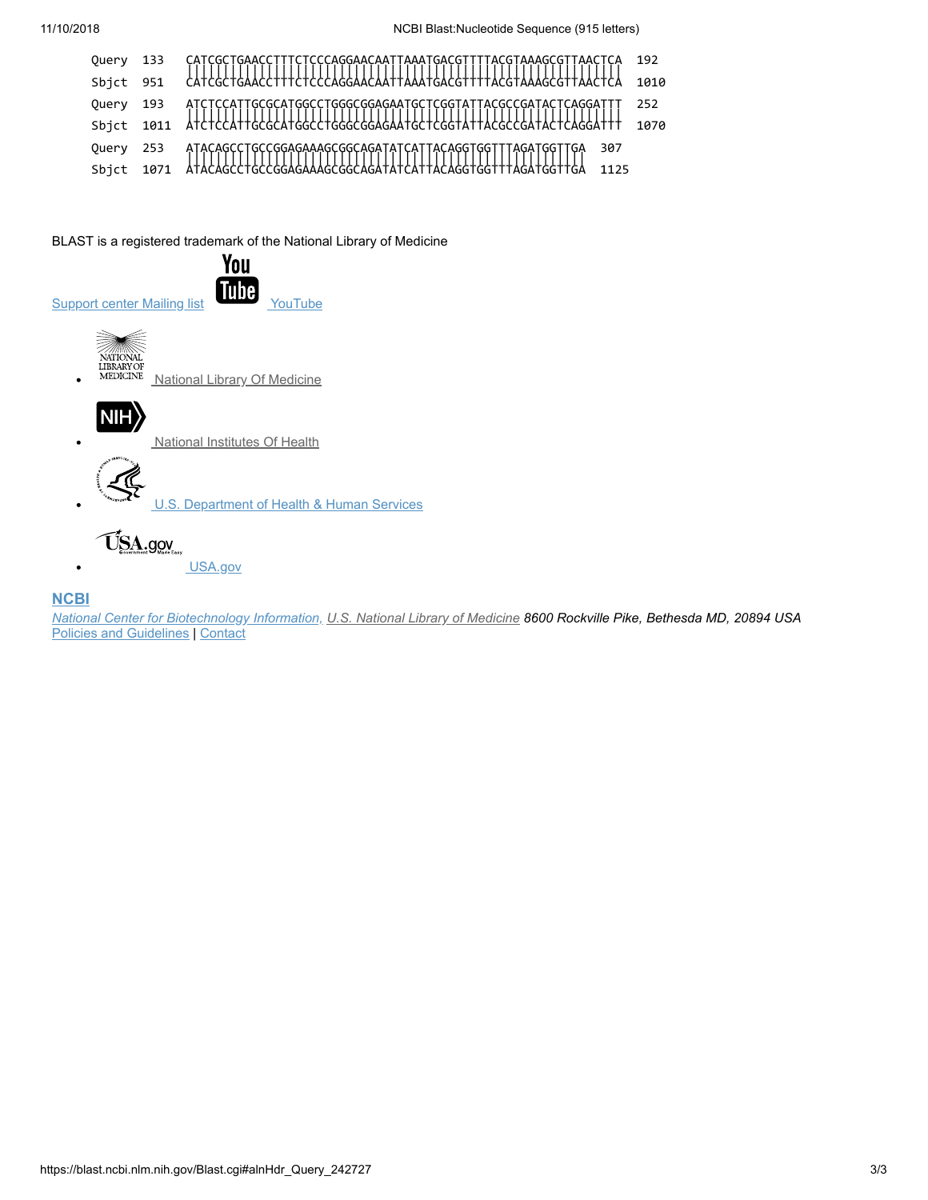```
Query  133   CATCGCTGAACCTTTCTCCCAGGAACAATTAAATGACGTTTTACGTAAAGCGTTAACTCA  192
             ||||||||||||||||||||||||||||||||||||||||||||||||||||||||||||
Sbjct  951   CATCGCTGAACCTTTCTCCCAGGAACAATTAAATGACGTTTTACGTAAAGCGTTAACTCA  1010

Query  193   ATCTCCATTGCGCATGGCCTGGGCGGAGAATGCTCGGTATTACGCCGATACTCAGGATTT  252
             ||||||||||||||||||||||||||||||||||||||||||||||||||||||||||||
Sbjct  1011  ATCTCCATTGCGCATGGCCTGGGCGGAGAATGCTCGGTATTACGCCGATACTCAGGATTT  1070

Query  253   ATACAGCCTGCCGGAGAAAGCGGCAGATATCATTACAGGTGGTTTAGATGGTTGA  307
             |||||||||||||||||||||||||||||||||||||||||||||||||||||||
Sbjct  1071  ATACAGCCTGCCGGAGAAAGCGGCAGATATCATTACAGGTGGTTTAGATGGTTGA  1125
```

BLAST is a registered trademark of the National Library of Medicine

Support center Mailing list YouTube

- National Library Of Medicine
- National Institutes Of Health
- U.S. Department of Health & Human Services
- USA.gov

**NCBI**

*National Center for Biotechnology Information, U.S. National Library of Medicine 8600 Rockville Pike, Bethesda MD, 20894 USA*

Policies and Guidelines | Contact